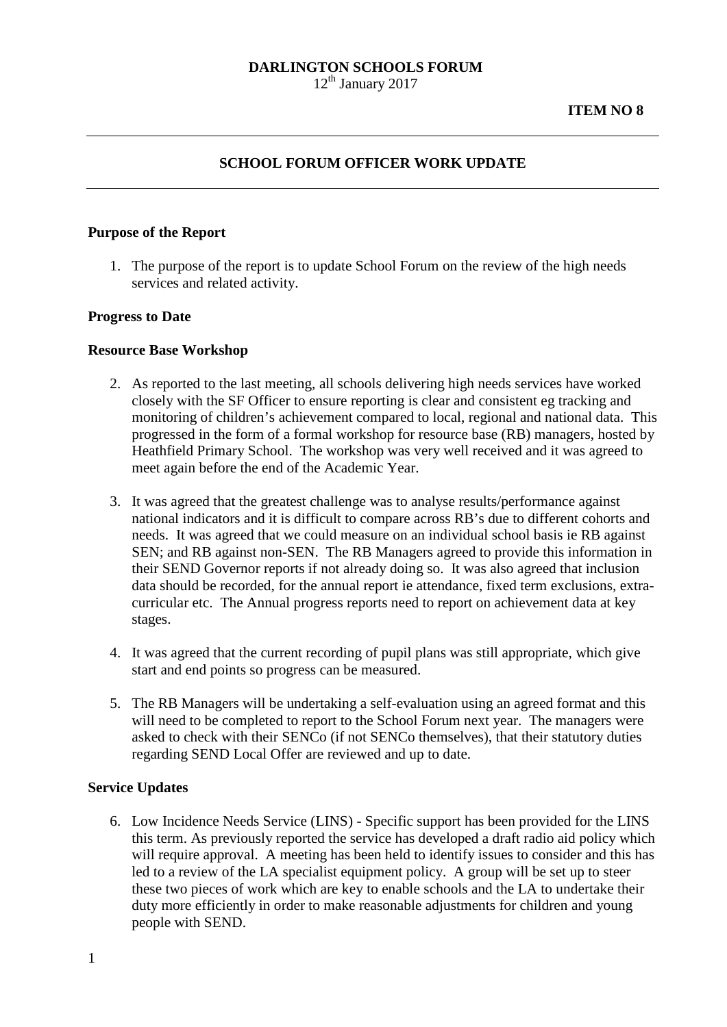**DARLINGTON SCHOOLS FORUM**
12th January 2017

**ITEM NO 8**

---

## SCHOOL FORUM OFFICER WORK UPDATE

---

### Purpose of the Report

1. The purpose of the report is to update School Forum on the review of the high needs services and related activity.

### Progress to Date

### Resource Base Workshop

2. As reported to the last meeting, all schools delivering high needs services have worked closely with the SF Officer to ensure reporting is clear and consistent eg tracking and monitoring of children's achievement compared to local, regional and national data. This progressed in the form of a formal workshop for resource base (RB) managers, hosted by Heathfield Primary School. The workshop was very well received and it was agreed to meet again before the end of the Academic Year.

3. It was agreed that the greatest challenge was to analyse results/performance against national indicators and it is difficult to compare across RB's due to different cohorts and needs. It was agreed that we could measure on an individual school basis ie RB against SEN; and RB against non-SEN. The RB Managers agreed to provide this information in their SEND Governor reports if not already doing so. It was also agreed that inclusion data should be recorded, for the annual report ie attendance, fixed term exclusions, extra-curricular etc. The Annual progress reports need to report on achievement data at key stages.

4. It was agreed that the current recording of pupil plans was still appropriate, which give start and end points so progress can be measured.

5. The RB Managers will be undertaking a self-evaluation using an agreed format and this will need to be completed to report to the School Forum next year. The managers were asked to check with their SENCo (if not SENCo themselves), that their statutory duties regarding SEND Local Offer are reviewed and up to date.

### Service Updates

6. Low Incidence Needs Service (LINS) - Specific support has been provided for the LINS this term. As previously reported the service has developed a draft radio aid policy which will require approval. A meeting has been held to identify issues to consider and this has led to a review of the LA specialist equipment policy. A group will be set up to steer these two pieces of work which are key to enable schools and the LA to undertake their duty more efficiently in order to make reasonable adjustments for children and young people with SEND.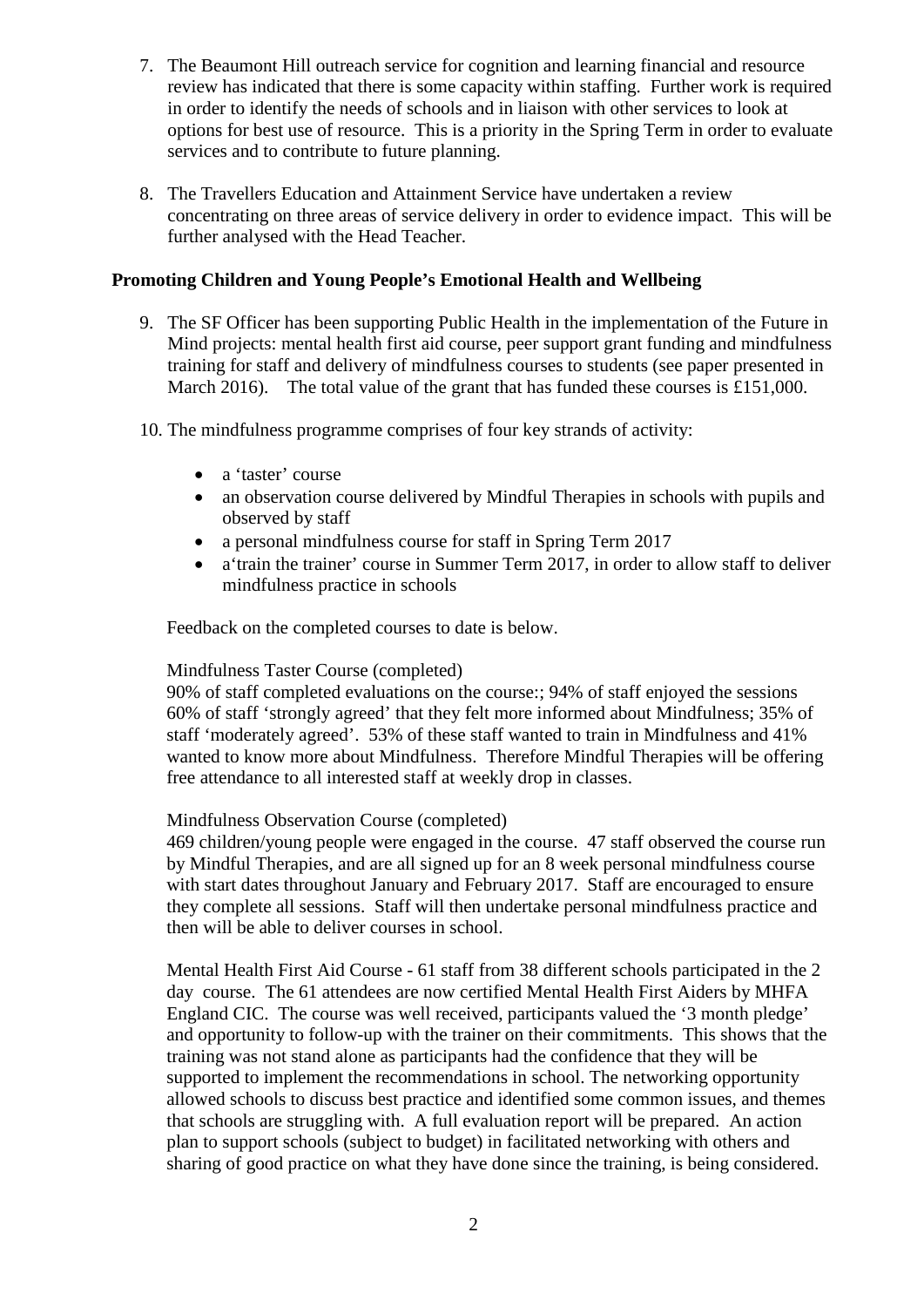7. The Beaumont Hill outreach service for cognition and learning financial and resource review has indicated that there is some capacity within staffing. Further work is required in order to identify the needs of schools and in liaison with other services to look at options for best use of resource. This is a priority in the Spring Term in order to evaluate services and to contribute to future planning.

8. The Travellers Education and Attainment Service have undertaken a review concentrating on three areas of service delivery in order to evidence impact. This will be further analysed with the Head Teacher.

**Promoting Children and Young People's Emotional Health and Wellbeing**

9. The SF Officer has been supporting Public Health in the implementation of the Future in Mind projects: mental health first aid course, peer support grant funding and mindfulness training for staff and delivery of mindfulness courses to students (see paper presented in March 2016). The total value of the grant that has funded these courses is £151,000.

10. The mindfulness programme comprises of four key strands of activity:

    - a 'taster' course
    - an observation course delivered by Mindful Therapies in schools with pupils and observed by staff
    - a personal mindfulness course for staff in Spring Term 2017
    - a'train the trainer' course in Summer Term 2017, in order to allow staff to deliver mindfulness practice in schools

    Feedback on the completed courses to date is below.

    Mindfulness Taster Course (completed)
    90% of staff completed evaluations on the course:; 94% of staff enjoyed the sessions 60% of staff 'strongly agreed' that they felt more informed about Mindfulness; 35% of staff 'moderately agreed'. 53% of these staff wanted to train in Mindfulness and 41% wanted to know more about Mindfulness. Therefore Mindful Therapies will be offering free attendance to all interested staff at weekly drop in classes.

    Mindfulness Observation Course (completed)
    469 children/young people were engaged in the course. 47 staff observed the course run by Mindful Therapies, and are all signed up for an 8 week personal mindfulness course with start dates throughout January and February 2017. Staff are encouraged to ensure they complete all sessions. Staff will then undertake personal mindfulness practice and then will be able to deliver courses in school.

    Mental Health First Aid Course - 61 staff from 38 different schools participated in the 2 day course. The 61 attendees are now certified Mental Health First Aiders by MHFA England CIC. The course was well received, participants valued the '3 month pledge' and opportunity to follow-up with the trainer on their commitments. This shows that the training was not stand alone as participants had the confidence that they will be supported to implement the recommendations in school. The networking opportunity allowed schools to discuss best practice and identified some common issues, and themes that schools are struggling with. A full evaluation report will be prepared. An action plan to support schools (subject to budget) in facilitated networking with others and sharing of good practice on what they have done since the training, is being considered.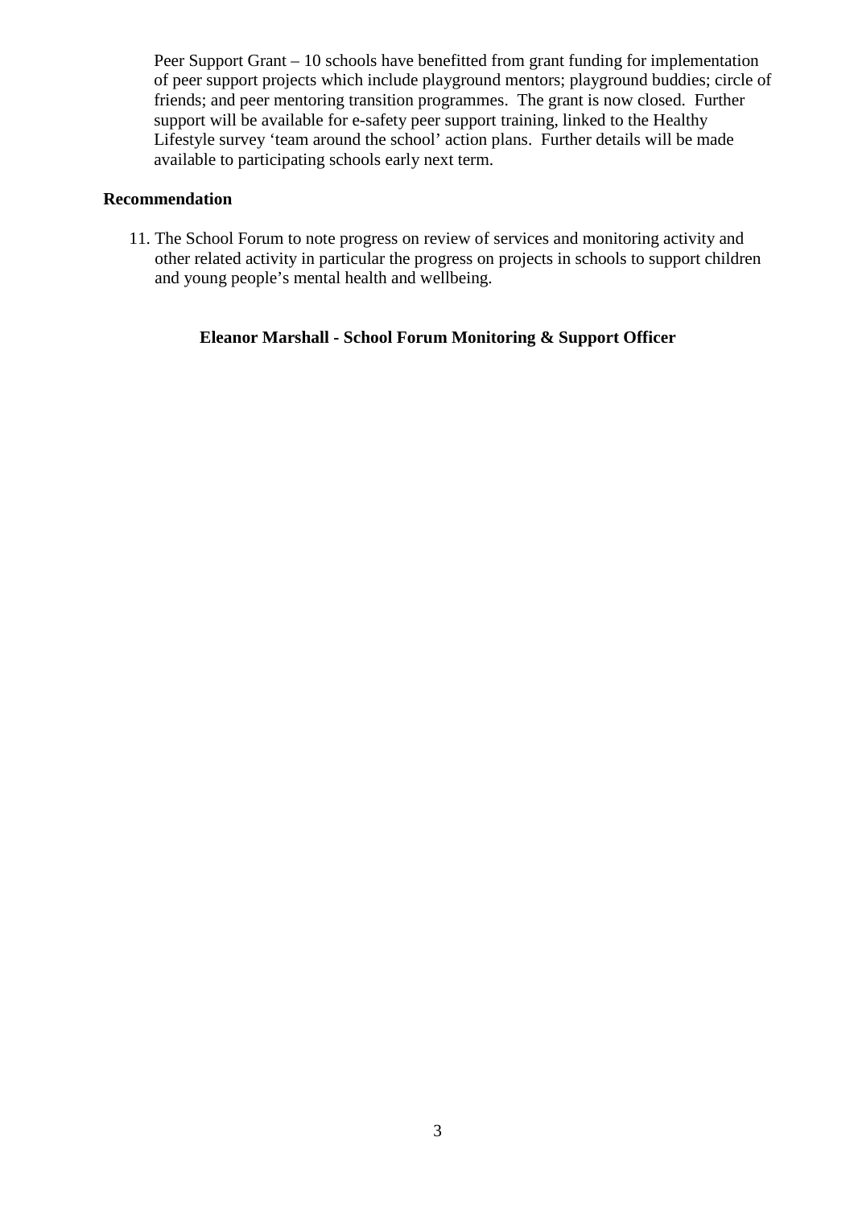Peer Support Grant – 10 schools have benefitted from grant funding for implementation of peer support projects which include playground mentors; playground buddies; circle of friends; and peer mentoring transition programmes. The grant is now closed. Further support will be available for e-safety peer support training, linked to the Healthy Lifestyle survey 'team around the school' action plans. Further details will be made available to participating schools early next term.

**Recommendation**

11. The School Forum to note progress on review of services and monitoring activity and other related activity in particular the progress on projects in schools to support children and young people's mental health and wellbeing.

**Eleanor Marshall - School Forum Monitoring & Support Officer**